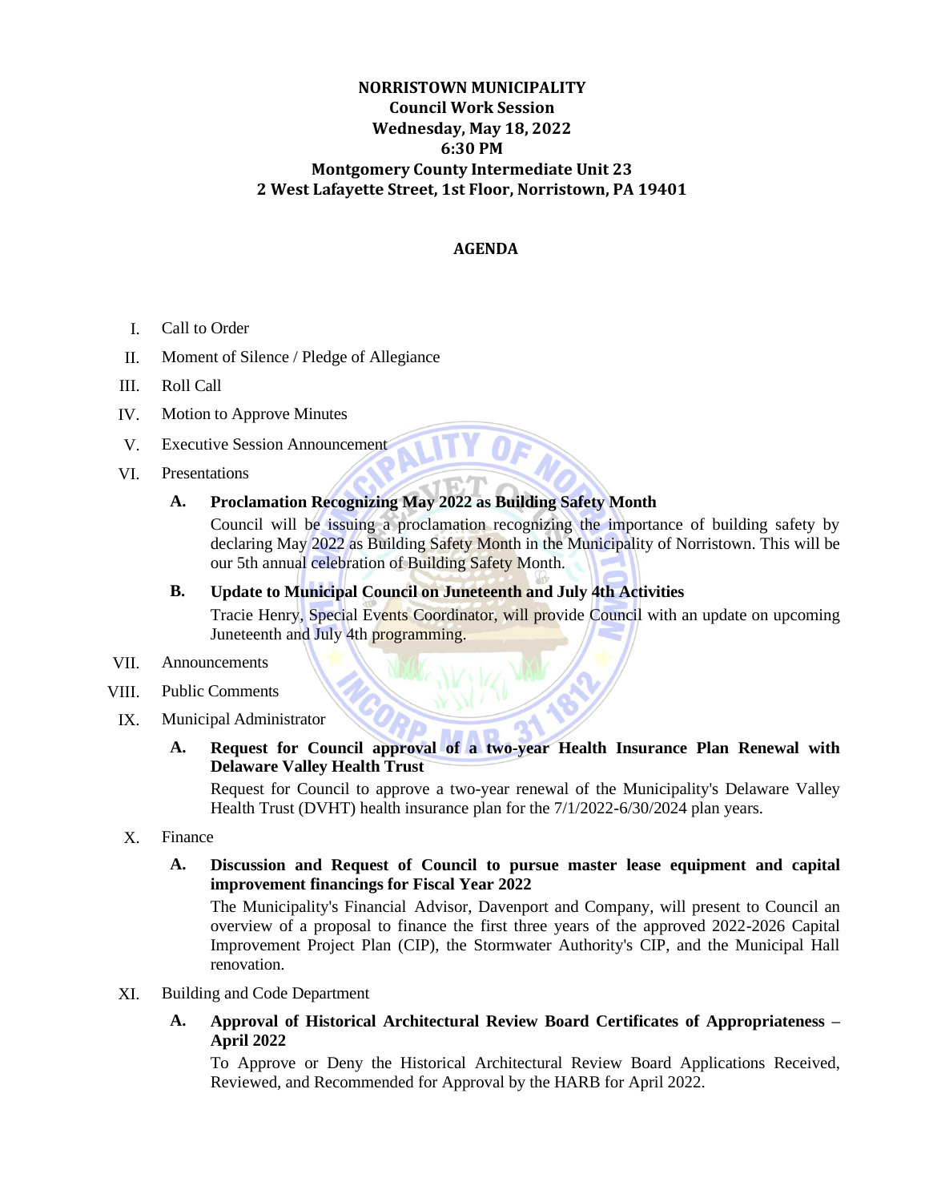# NORRISTOWN MUNICIPALITY

## Council Work Session

**Wednesday, May 18, 2022**
**6:30 PM**
**Montgomery County Intermediate Unit 23**
**2 West Lafayette Street, 1st Floor, Norristown, PA 19401**

## AGENDA

I. Call to Order

II. Moment of Silence / Pledge of Allegiance

III. Roll Call

IV. Motion to Approve Minutes

V. Executive Session Announcement

VI. Presentations

**A. Proclamation Recognizing May 2022 as Building Safety Month**

Council will be issuing a proclamation recognizing the importance of building safety by declaring May 2022 as Building Safety Month in the Municipality of Norristown. This will be our 5th annual celebration of Building Safety Month.

**B. Update to Municipal Council on Juneteenth and July 4th Activities**

Tracie Henry, Special Events Coordinator, will provide Council with an update on upcoming Juneteenth and July 4th programming.

VII. Announcements

VIII. Public Comments

IX. Municipal Administrator

**A. Request for Council approval of a two-year Health Insurance Plan Renewal with Delaware Valley Health Trust**

Request for Council to approve a two-year renewal of the Municipality's Delaware Valley Health Trust (DVHT) health insurance plan for the 7/1/2022-6/30/2024 plan years.

X. Finance

**A. Discussion and Request of Council to pursue master lease equipment and capital improvement financings for Fiscal Year 2022**

The Municipality's Financial Advisor, Davenport and Company, will present to Council an overview of a proposal to finance the first three years of the approved 2022-2026 Capital Improvement Project Plan (CIP), the Stormwater Authority's CIP, and the Municipal Hall renovation.

XI. Building and Code Department

**A. Approval of Historical Architectural Review Board Certificates of Appropriateness – April 2022**

To Approve or Deny the Historical Architectural Review Board Applications Received, Reviewed, and Recommended for Approval by the HARB for April 2022.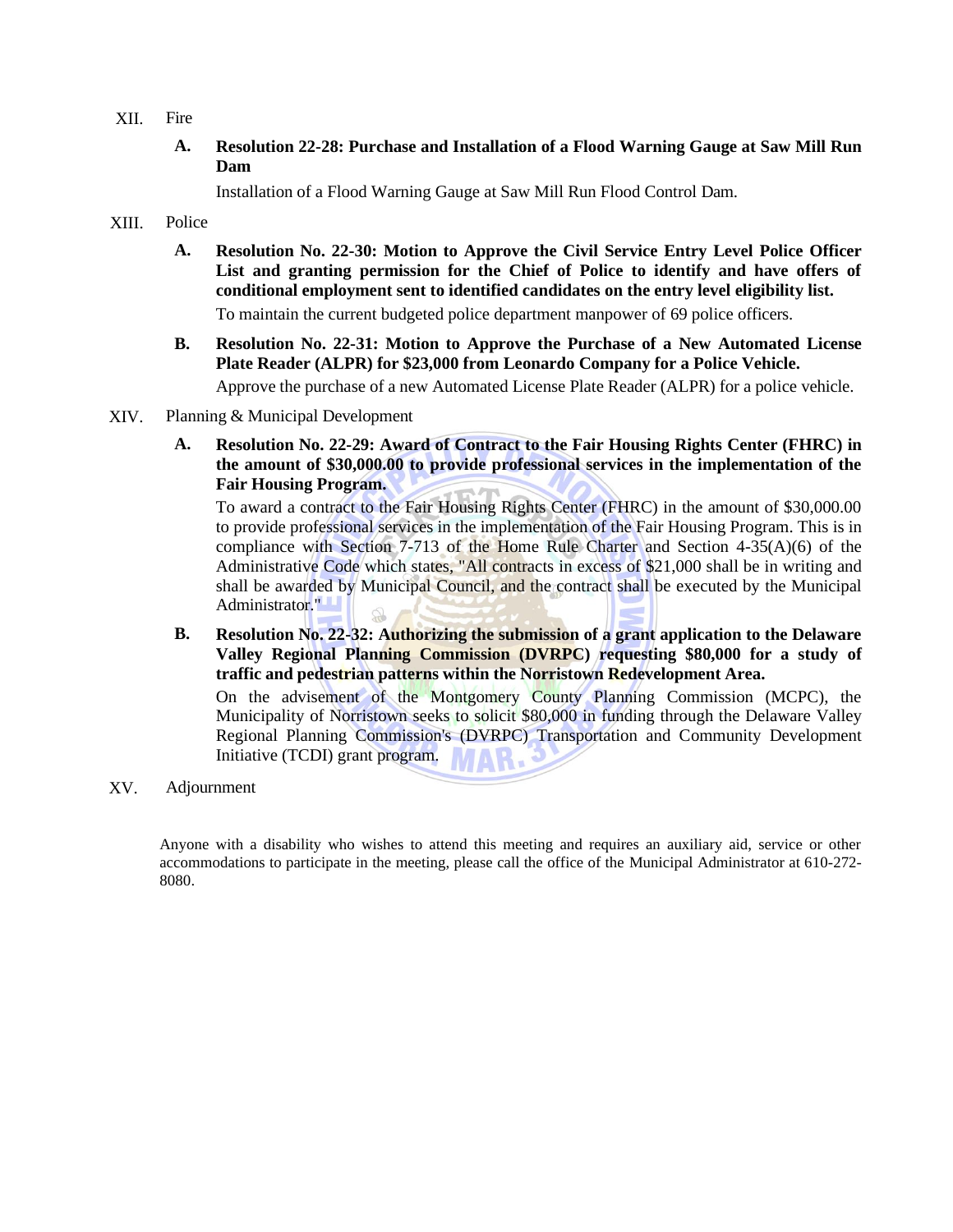XII. Fire

**A. Resolution 22-28: Purchase and Installation of a Flood Warning Gauge at Saw Mill Run Dam**

Installation of a Flood Warning Gauge at Saw Mill Run Flood Control Dam.

XIII. Police

**A. Resolution No. 22-30: Motion to Approve the Civil Service Entry Level Police Officer List and granting permission for the Chief of Police to identify and have offers of conditional employment sent to identified candidates on the entry level eligibility list.**

To maintain the current budgeted police department manpower of 69 police officers.

**B. Resolution No. 22-31: Motion to Approve the Purchase of a New Automated License Plate Reader (ALPR) for $23,000 from Leonardo Company for a Police Vehicle.**

Approve the purchase of a new Automated License Plate Reader (ALPR) for a police vehicle.

XIV. Planning & Municipal Development

**A. Resolution No. 22-29: Award of Contract to the Fair Housing Rights Center (FHRC) in the amount of $30,000.00 to provide professional services in the implementation of the Fair Housing Program.**

To award a contract to the Fair Housing Rights Center (FHRC) in the amount of $30,000.00 to provide professional services in the implementation of the Fair Housing Program. This is in compliance with Section 7-713 of the Home Rule Charter and Section 4-35(A)(6) of the Administrative Code which states, "All contracts in excess of $21,000 shall be in writing and shall be awarded by Municipal Council, and the contract shall be executed by the Municipal Administrator."

**B. Resolution No. 22-32: Authorizing the submission of a grant application to the Delaware Valley Regional Planning Commission (DVRPC) requesting $80,000 for a study of traffic and pedestrian patterns within the Norristown Redevelopment Area.**

On the advisement of the Montgomery County Planning Commission (MCPC), the Municipality of Norristown seeks to solicit $80,000 in funding through the Delaware Valley Regional Planning Commission's (DVRPC) Transportation and Community Development Initiative (TCDI) grant program.

XV. Adjournment

Anyone with a disability who wishes to attend this meeting and requires an auxiliary aid, service or other accommodations to participate in the meeting, please call the office of the Municipal Administrator at 610-272-8080.